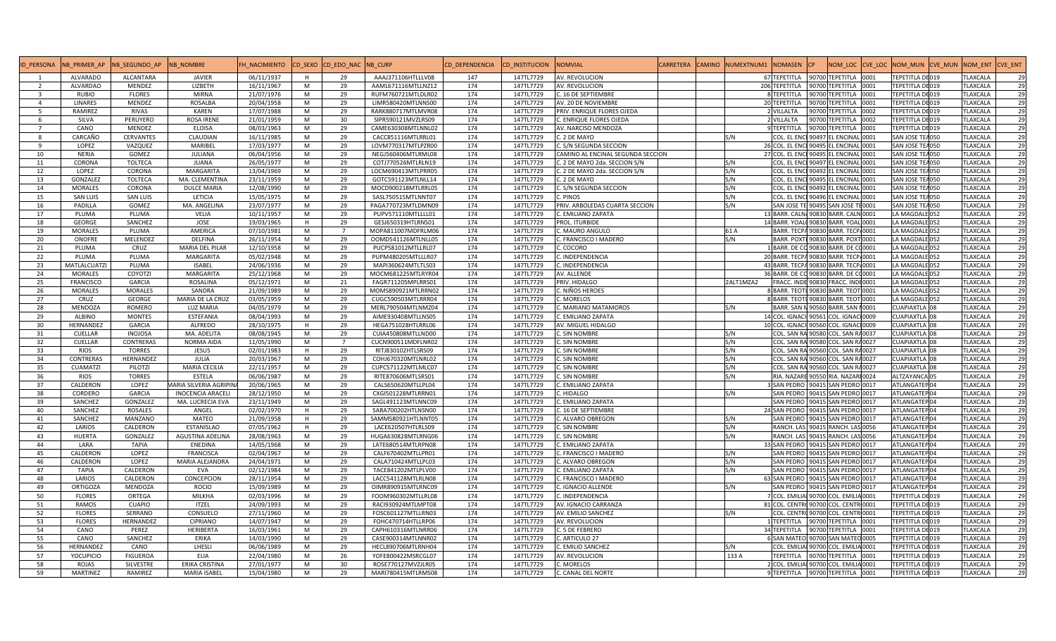| ID_PERSONA | NB_PRIMER_AP | NB_SEGUNDO_AP | NB_NOMBRE | FH_NACIMIENTO | CD_SEXO | CD_EDO_NAC | NB_CURP | CD_DEPENDENCIA | CD_INSTITUCION | NOMVIAL | CARRETERA | CAMINO | NUMEXTNUM1 | NOMASEN | CP | NOM_LOC | CVE_LOC | NOM_MUN | CVE_MUN | NOM_ENT | CVE_ENT |
|---|---|---|---|---|---|---|---|---|---|---|---|---|---|---|---|---|---|---|---|---|---|
| 1 | ALVARADO | ALCANTARA | JAVIER | 06/11/1937 | H | 29 | AAAJ371106HTLLLV08 | 147 | 147TL7729 | AV. REVOLUCION | | | 67 | TEPETITLA | 90700 | TEPETITLA | 0001 | TEPETITLA DE | 019 | TLAXCALA | 29 |
| 2 | ALVARDAO | MENDEZ | LIZBETH | 16/11/1967 | M | 29 | AAML671116MTLLNZ12 | 174 | 147TL7729 | AV. REVOLUCION | | | 206 | TEPETITLA | 90700 | TEPETITLA | 0001 | TEPETITLA DE | 019 | TLAXCALA | 29 |
| 3 | RUBIO | FLORES | MIRNA | 21/07/1976 | M | 29 | RUFM760721MTLDLR02 | 174 | 147TL7729 | C. 16 DE SEPTIEMBRE | | | 8 | TEPETITLA | 90700 | TEPETITLA | 0001 | TEPETITLA DE | 019 | TLAXCALA | 29 |
| 4 | LINARES | MENDEZ | ROSALBA | 20/04/1958 | M | 29 | LIMR580420MTLNNS00 | 174 | 147TL7729 | AV. 20 DE NOVIEMBRE | | | 20 | TEPETITLA | 90700 | TEPETITLA | 0001 | TEPETITLA DE | 019 | TLAXCALA | 29 |
| 5 | RAMIREZ | RIVAS | KAREN | 17/07/1988 | M | 29 | RARK880717MTLMVR08 | 174 | 147TL7729 | PRIV. ENRIQUE FLORES OJEDA | | | 2 | VILLALTA | 90700 | TEPETITLA | 0002 | TEPETITLA DE | 019 | TLAXCALA | 29 |
| 6 | SILVA | PERUYERO | ROSA IRENE | 21/01/1959 | M | 30 | SIPR590121MVZLRS09 | 174 | 147TL7729 | C. ENRIQUE FLORES OJEDA | | | 2 | VILLALTA | 90700 | TEPETITLA | 0002 | TEPETITLA DE | 019 | TLAXCALA | 29 |
| 7 | CANO | MENDEZ | ELOISA | 08/03/1963 | M | 29 | CAME630308MTLNNL02 | 174 | 147TL7729 | AV. NARCISO MENDOZA | | | 9 | TEPETITLA | 90700 | TEPETITLA | 0001 | TEPETITLA DE | 019 | TLAXCALA | 29 |
| 8 | CARCAÑO | CERVANTES | CLAUDIAN | 16/11/1985 | M | 29 | CACC851116MTLRRL01 | 174 | 147TL7729 | C. 2 DE MAYO | | | S/N | COL. EL ENC | 90497 | EL ENCINAL | 0001 | SAN JOSE TEA | 050 | TLAXCALA | 29 |
| 9 | LOPEZ | VAZQUEZ | MARIBEL | 17/03/1977 | M | 29 | LOVM770317MTLPZR00 | 174 | 147TL7729 | C. S/N SEGUNDA SECCION | | | 26 | COL. EL ENC | 90495 | EL ENCINAL | 0001 | SAN JOSE TEA | 050 | TLAXCALA | 29 |
| 10 | NERIA | GOMEZ | JULIANA | 06/04/1956 | M | 29 | NEGJ560406MTLRML08 | 174 | 147TL7729 | CAMINO AL ENCINAL SEGUNDA SECCION | | | 27 | COL. EL ENC | 90495 | EL ENCINAL | 0001 | SAN JOSE TEA | 050 | TLAXCALA | 29 |
| 11 | CORONA | TOLTECA | JUANA | 26/05/1977 | M | 29 | COTJ770526MTLRLN19 | 174 | 147TL7729 | C. 2 DE MAYO 2da. SECCION S/N | | | S/N | COL. EL ENC | 90497 | EL ENCINAL | 0001 | SAN JOSE TEA | 050 | TLAXCALA | 29 |
| 12 | LOPEZ | CORONA | MARGARITA | 13/04/1969 | M | 29 | LOCM690413MTLPRR05 | 174 | 147TL7729 | C. 2 DE MAYO 2da. SECCION S/N | | | S/N | COL. EL ENC | 90492 | EL ENCINAL | 0001 | SAN JOSE TEA | 050 | TLAXCALA | 29 |
| 13 | GONZALEZ | TOLTECA | MA. CLEMENTINA | 23/11/1959 | M | 29 | GOTC591123MTLNLL14 | 174 | 147TL7729 | C. 2 DE MAYO | | | S/N | COL. EL ENC | 90495 | EL ENCINAL | 0001 | SAN JOSE TEA | 050 | TLAXCALA | 29 |
| 14 | MORALES | CORONA | DULCE MARIA | 12/08/1990 | M | 29 | MOCD900218MTLRRL05 | 174 | 147TL7729 | C. S/N SEGUNDA SECCION | | | S/N | COL. EL ENC | 90492 | EL ENCINAL | 0001 | SAN JOSE TEA | 050 | TLAXCALA | 29 |
| 15 | SAN LUIS | SAN LUIS | LETICIA | 15/05/1975 | M | 29 | SASL750515MTLNNT07 | 174 | 147TL7729 | C. PINOS | | | S/N | COL. EL ENC | 90496 | EL ENCINAL | 0001 | SAN JOSE TEA | 050 | TLAXCALA | 29 |
| 16 | PADILLA | GOMEZ | MA. ANGELINA | 23/07/1977 | M | 29 | PAGA770723MTLDMN09 | 174 | 147TL7729 | PRIV. ARBOLEDAS CUARTA SECCION | | | S/N | SAN JOSE TE | 90495 | SAN JOSE TE | 0001 | SAN JOSE TEA | 050 | TLAXCALA | 29 |
| 17 | PLUMA | PLUMA | VELIA | 10/11/1957 | M | 29 | PUPV571110MTLLLL01 | 174 | 147TL7729 | C. EMILIANO ZAPATA | | | 13 | BARR. CALN | 90830 | BARR. CALN | 0001 | LA MAGDALE | 052 | TLAXCALA | 29 |
| 18 | GEORGE | SANCHEZ | JOSE | 19/03/1965 | H | 29 | GESJ650319HTLRNS01 | 174 | 147TL7729 | PROL. ITURBIDE | | | 14 | BARR. YOAL | 90830 | BARR. YOAL | 0001 | LA MAGDALE | 052 | TLAXCALA | 29 |
| 19 | MORALES | PLUMA | AMERICA | 07/10/1981 | M | 7 | MOPA811007MDFRLM06 | 174 | 147TL7729 | C. MAURO ANGULO | | | 61 A | BARR. TECP | 90830 | BARR. TECP | 0001 | LA MAGDALE | 052 | TLAXCALA | 29 |
| 20 | ONOFRE | MELENDEZ | DELFINA | 26/11/1954 | M | 29 | OOMD541126MTLNLL05 | 174 | 147TL7729 | C. FRANCISCO I MADERO | | | S/N | BARR. POXT | 90830 | BARR. POXT | 0001 | LA MAGDALE | 052 | TLAXCALA | 29 |
| 21 | PLUMA | CRUZ | MARIA DEL PILAR | 12/10/1958 | M | 29 | PUCP581012MTLLRL07 | 174 | 147TL7729 | C. COCORO | | | 1 | BARR. DE CO | 90830 | BARR. DE CO | 0001 | LA MAGDALE | 052 | TLAXCALA | 29 |
| 22 | PLUMA | PLUMA | MARGARITA | 05/02/1948 | M | 29 | PUPM480205MTLLLR07 | 174 | 147TL7729 | C. INDEPENDENCIA | | | 20 | BARR. TECP | 90830 | BARR. TECP | 0001 | LA MAGDALE | 052 | TLAXCALA | 29 |
| 23 | MATLALCUATZI | PLUMA | ISABEL | 24/06/1936 | M | 29 | MAPI360624MTLTLS03 | 174 | 147TL7729 | C. INDEPENDENCIA | | | 43 | BARR. TECP | 90830 | BARR. TECP | 0001 | LA MAGDALE | 052 | TLAXCALA | 29 |
| 24 | MORALES | COYOTZI | MARGARITA | 25/12/1968 | M | 29 | MOCM681225MTLRYR04 | 174 | 147TL7729 | AV. ALLENDE | | | 36 | BARR. DE CO | 90830 | BARR. DE CO | 0001 | LA MAGDALE | 052 | TLAXCALA | 29 |
| 25 | FRANCISCO | GARCIA | ROSALINA | 05/12/1971 | M | 21 | FAGR711205MPLRRS01 | 174 | 147TL7729 | PRIV. HIDALGO | | | 2ALT1MZA2 | FRACC. INDE | 90830 | FRACC. INDE | 0001 | LA MAGDALE | 052 | TLAXCALA | 29 |
| 26 | MORALES | MORALES | SANDRA | 21/09/1989 | M | 29 | MOMS890921MTLRRN02 | 174 | 147TL7729 | C. NIÑOS HEROES | | | 8 | BARR. TEOT | 90830 | BARR. TEOT | 0001 | LA MAGDALE | 052 | TLAXCALA | 29 |
| 27 | CRUZ | GEORGE | MARIA DE LA CRUZ | 03/05/1959 | M | 29 | CUGC590503MTLRRR04 | 174 | 147TL7729 | C. MORELOS | | | 8 | BARR. TEOT | 90830 | BARR. TEOT | 0001 | LA MAGDALE | 052 | TLAXCALA | 29 |
| 28 | MENDOZA | ROMERO | LUZ MARIA | 04/05/1979 | M | 29 | MERL790504MTLNMZ04 | 174 | 147TL7729 | C. MARIANO MATAMOROS | | | S/N | BARR. SAN N | 90560 | BARR. SAN N | 0001 | CUAPIAXTLA | 08 | TLAXCALA | 29 |
| 29 | ALBINO | MONTES | ESTEFANIA | 08/04/1993 | M | 29 | AIME930408MTLLNS05 | 174 | 147TL7729 | C. EMILIANO ZAPATA | | | 14 | COL. IGNACI | 90561 | COL. IGNACI | 0009 | CUAPIAXTLA | 08 | TLAXCALA | 29 |
| 30 | HERNANDEZ | GARCIA | ALFREDO | 28/10/1975 | H | 29 | HEGA751028HTLRRL06 | 174 | 147TL7729 | AV. MIGUEL HIDALGO | | | 10 | COL. IGNACI | 90560 | COL. IGNACI | 0009 | CUAPIAXTLA | 08 | TLAXCALA | 29 |
| 31 | CUELLAR | INOJOSA | MA. ADELITA | 08/08/1945 | M | 29 | CUIA450808MTLLND00 | 174 | 147TL7729 | C. SIN NOMBRE | | | S/N | COL. SAN RA | 90580 | COL. SAN RA | 0037 | CUAPIAXTLA | 08 | TLAXCALA | 29 |
| 32 | CUELLAR | CONTRERAS | NORMA AIDA | 11/05/1990 | M | 7 | CUCN900511MDFLNR02 | 174 | 147TL7729 | C. SIN NOMBRE | | | S/N | COL. SAN RA | 90580 | COL. SAN RA | 0027 | CUAPIAXTLA | 08 | TLAXCALA | 29 |
| 33 | RIOS | TORRES | JESUS | 02/01/1983 | H | 29 | RITJ830102HTLSRS09 | 174 | 147TL7729 | C. SIN NOMBRE | | | S/N | COL. SAN RA | 90560 | COL. SAN RA | 0027 | CUAPIAXTLA | 08 | TLAXCALA | 29 |
| 34 | CONTRERAS | HERNANDEZ | JULIA | 20/03/1967 | M | 29 | COHJ670320MTLNRL02 | 174 | 147TL7729 | C. SIN NOMBRE | | | S/N | COL. SAN RA | 90560 | COL. SAN RA | 0027 | CUAPIAXTLA | 08 | TLAXCALA | 29 |
| 35 | CUAMATZI | PILOTZI | MARIA CECILIA | 22/11/1957 | M | 29 | CUPC571122MTLMLC07 | 174 | 147TL7729 | C. SIN NOMBRE | | | S/N | COL. SAN RA | 90560 | COL. SAN RA | 0027 | CUAPIAXTLA | 08 | TLAXCALA | 29 |
| 36 | RIOS | TORRES | ESTELA | 06/06/1987 | M | 29 | RITE870606MTLSRS01 | 174 | 147TL7729 | C. SIN NOMBRE | | | S/N | RIA. NAZARE | 90550 | RIA. NAZARE | 0024 | ALTZAYANCA | 05 | TLAXCALA | 29 |
| 37 | CALDERON | LOPEZ | MARIA SILVERIA AGRIPINA | 20/06/1965 | M | 29 | CALS650620MTLLPL04 | 174 | 147TL7729 | C. EMILIANO ZAPATA | | | 3 | SAN PEDRO | 90415 | SAN PEDRO | 0017 | ATLANGATEP | 04 | TLAXCALA | 29 |
| 38 | CORDERO | GARCIA | INOCENCIA ARACELI | 28/12/1950 | M | 29 | CXGI501228MTLRRN01 | 174 | 147TL7729 | C. HIDALGO | | | S/N | SAN PEDRO | 90415 | SAN PEDRO | 0017 | ATLANGATEP | 04 | TLAXCALA | 29 |
| 39 | SANCHEZ | GONZALEZ | MA. LUCRECIA EVA | 23/11/1949 | M | 29 | SAGL491123MTLNNC09 | 174 | 147TL7729 | C. EMILIANO ZAPATA | | | | SAN PEDRO | 90415 | SAN PEDRO | 0017 | ATLANGATEP | 04 | TLAXCALA | 29 |
| 40 | SANCHEZ | ROSALES | ANGEL | 02/02/1970 | H | 29 | SARA700202HTLNSN00 | 174 | 147TL7729 | C. 16 DE SEPTIEMBRE | | | 24 | SAN PEDRO | 90415 | SAN PEDRO | 0017 | ATLANGATEP | 04 | TLAXCALA | 29 |
| 41 | SANCHEZ | MANZANO | MATEO | 21/09/1958 | H | 29 | SAMM580921HTLNNT05 | 174 | 147TL7729 | C. ALVARO OBREGON | | | S/N | SAN PEDRO | 90415 | SAN PEDRO | 0017 | ATLANGATEP | 04 | TLAXCALA | 29 |
| 42 | LARIOS | CALDERON | ESTANISLAO | 07/05/1962 | H | 29 | LACE620507HTLRLS09 | 174 | 147TL7729 | C. SIN NOMBRE | | | S/N | RANCH. LAS | 90415 | RANCH. LAS | 0056 | ATLANGATEP | 04 | TLAXCALA | 29 |
| 43 | HUERTA | GONZALEZ | AGUSTINA ADELINA | 28/08/1963 | M | 29 | HUGA630828MTLRNG06 | 174 | 147TL7729 | C. SIN NOMBRE | | | S/N | RANCH. LAS | 90415 | RANCH. LAS | 0056 | ATLANGATEP | 04 | TLAXCALA | 29 |
| 44 | LARA | TAPIA | ENEDINA | 14/05/1968 | M | 29 | LATE680514MTLRPN08 | 174 | 147TL7729 | C. EMILIANO ZAPATA | | | 33 | SAN PEDRO | 90415 | SAN PEDRO | 0017 | ATLANGATEP | 04 | TLAXCALA | 29 |
| 45 | CALDERON | LOPEZ | FRANCISCA | 02/04/1967 | M | 29 | CALF670402MTLLPR01 | 174 | 147TL7729 | C. FRANCISCO I MADERO | | | S/N | SAN PEDRO | 90415 | SAN PEDRO | 0017 | ATLANGATEP | 04 | TLAXCALA | 29 |
| 46 | CALDERON | LOPEZ | MARIA ALEJANDRA | 24/04/1971 | M | 29 | CALA710424MTLLPL03 | 174 | 147TL7729 | C. ALVARO OBREGON | | | S/N | SAN PEDRO | 90415 | SAN PEDRO | 0017 | ATLANGATEP | 04 | TLAXCALA | 29 |
| 47 | TAPIA | CALDERON | EVA | 02/12/1984 | M | 29 | TACE841202MTLPLV00 | 174 | 147TL7729 | C. EMILIANO ZAPATA | | | S/N | SAN PEDRO | 90415 | SAN PEDRO | 0017 | ATLANGATEP | 04 | TLAXCALA | 29 |
| 48 | LARIOS | CALDERON | CONCEPCION | 28/11/1954 | M | 29 | LACC541128MTLRLN08 | 174 | 147TL7729 | C. FRANCISCO I MADERO | | | 63 | SAN PEDRO | 90415 | SAN PEDRO | 0017 | ATLANGATEP | 04 | TLAXCALA | 29 |
| 49 | ORTIGOZA | MENDOZA | ROCIO | 15/09/1989 | M | 29 | OIMR890915MTLRNC09 | 174 | 147TL7729 | C. IGNACIO ALLENDE | | | S/N | SAN PEDRO | 90415 | SAN PEDRO | 0017 | ATLANGATEP | 04 | TLAXCALA | 29 |
| 50 | FLORES | ORTEGA | MILKHA | 02/03/1996 | M | 29 | FOOM960302MTLLRL08 | 174 | 147TL7729 | C. INDEPENDENCIA | | | 7 | COL. EMILIA | 90700 | COL. EMILIA | 0001 | TEPETITLA DE | 019 | TLAXCALA | 29 |
| 51 | RAMOS | CUAPIO | ITZEL | 24/09/1993 | M | 29 | RACI930924MTLMPT08 | 174 | 147TL7729 | AV. IGNACIO CARRANZA | | | 81 | COL. CENTR | 90700 | COL. CENTR | 0001 | TEPETITLA DE | 019 | TLAXCALA | 29 |
| 52 | FLORES | SERRANO | CONSUELO | 27/11/1960 | M | 29 | FOSC601127MTLLRN03 | 174 | 147TL7729 | AV. EMILIO SANCHEZ | | | S/N | COL. CENTR | 90700 | COL. CENTR | 0001 | TEPETITLA DE | 019 | TLAXCALA | 29 |
| 53 | FLORES | HERNANDEZ | CIPRIANO | 14/07/1947 | M | 29 | FOHC470714HTLLRP06 | 174 | 147TL7729 | AV. REVOLUCION | | | 1 | TEPETITLA | 90700 | TEPETITLA | 0001 | TEPETITLA DE | 019 | TLAXCALA | 29 |
| 54 | CANO | PEREZ | HERIBERTA | 16/03/1961 | M | 29 | CAPH610316MTLNRR06 | 174 | 147TL7729 | C. 5 DE FEBRERO | | | 34 | TEPETITLA | 90700 | TEPETITLA | 0001 | TEPETITLA DE | 019 | TLAXCALA | 29 |
| 55 | CANO | SANCHEZ | ERIKA | 14/03/1990 | M | 29 | CASE900314MTLNNR02 | 174 | 147TL7729 | C. ARTICULO 27 | | | 6 | SAN MATEO | 90700 | SAN MATEO | 0005 | TEPETITLA DE | 019 | TLAXCALA | 29 |
| 56 | HERNANDEZ | CANO | LHESLI | 06/06/1989 | M | 29 | HECL890706MTLRNH04 | 174 | 147TL7729 | C. EMILIO SANCHEZ | | | S/N | COL. EMILIA | 90700 | COL. EMILIA | 0001 | TEPETITLA DE | 019 | TLAXCALA | 29 |
| 57 | YOCUPICIO | FIGUEROA | ELIA | 22/04/1980 | M | 26 | YOFE800422MSRCGL07 | 174 | 147TL7729 | AV. REVOLUCION | | | 133 A | TEPETITLA | 90700 | TEPETITLA | 0001 | TEPETITLA DE | 019 | TLAXCALA | 29 |
| 58 | ROJAS | SILVESTRE | ERIKA CRISTINA | 27/01/1977 | M | 30 | ROSE770127MVZJLR05 | 174 | 147TL7729 | C. MORELOS | | | 2 | COL. EMILIA | 90700 | COL. EMILIA | 0001 | TEPETITLA DE | 019 | TLAXCALA | 29 |
| 59 | MARTINEZ | RAMIREZ | MARIA ISABEL | 15/04/1980 | M | 29 | MARI780415MTLRMS08 | 174 | 147TL7729 | C. CANAL DEL NORTE | | | 9 | TEPETITLA | 90700 | TEPETITLA | 0001 | TEPETITLA DE | 019 | TLAXCALA | 29 |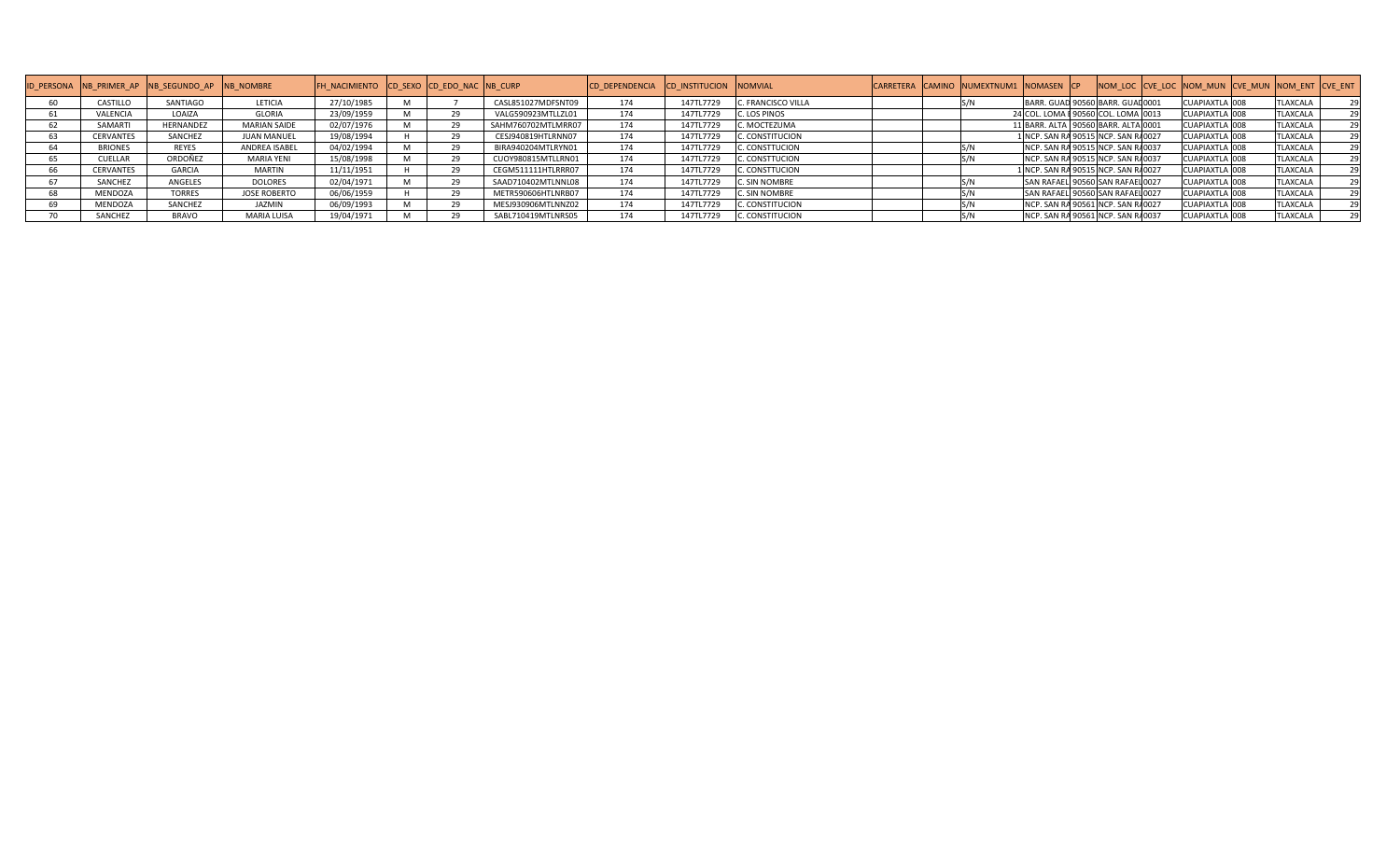| ID_PERSONA | NB_PRIMER_AP | NB_SEGUNDO_AP | NB_NOMBRE | FH_NACIMIENTO | CD_SEXO | CD_EDO_NAC | NB_CURP | CD_DEPENDENCIA | CD_INSTITUCION | NOMVIAL | CARRETERA | CAMINO | NUMEXTNUM1 | NOMASEN | CP | NOM_LOC | CVE_LOC | NOM_MUN | CVE_MUN | NOM_ENT | CVE_ENT |
|---|---|---|---|---|---|---|---|---|---|---|---|---|---|---|---|---|---|---|---|---|---|
| 60 | CASTILLO | SANTIAGO | LETICIA | 27/10/1985 | M | 7 | CASL851027MDFSNT09 | 174 | 147TL7729 | C. FRANCISCO VILLA | | | S/N | BARR. GUAD | 90560 | BARR. GUAD | 0001 | CUAPIAXTLA | 008 | TLAXCALA | 29 |
| 61 | VALENCIA | LOAIZA | GLORIA | 23/09/1959 | M | 29 | VALG590923MTLLZL01 | 174 | 147TL7729 | C. LOS PINOS | | | 24 | COL. LOMA I | 90560 | COL. LOMA | 0013 | CUAPIAXTLA | 008 | TLAXCALA | 29 |
| 62 | SAMARTI | HERNANDEZ | MARIAN SAIDE | 02/07/1976 | M | 29 | SAHM760702MTLMRR07 | 174 | 147TL7729 | C. MOCTEZUMA | | | 11 | BARR. ALTA | 90560 | BARR. ALTA | 0001 | CUAPIAXTLA | 008 | TLAXCALA | 29 |
| 63 | CERVANTES | SANCHEZ | JUAN MANUEL | 19/08/1994 | H | 29 | CESJ940819HTLRNN07 | 174 | 147TL7729 | C. CONSTITUCION | | | 1 | NCP. SAN RA | 90515 | NCP. SAN RA | 0027 | CUAPIAXTLA | 008 | TLAXCALA | 29 |
| 64 | BRIONES | REYES | ANDREA ISABEL | 04/02/1994 | M | 29 | BIRA940204MTLRYN01 | 174 | 147TL7729 | C. CONSTTUCION | | | S/N | NCP. SAN RA | 90515 | NCP. SAN RA | 0037 | CUAPIAXTLA | 008 | TLAXCALA | 29 |
| 65 | CUELLAR | ORDOÑEZ | MARIA YENI | 15/08/1998 | M | 29 | CUOY980815MTLLRN01 | 174 | 147TL7729 | C. CONSTTUCION | | | S/N | NCP. SAN RA | 90515 | NCP. SAN RA | 0037 | CUAPIAXTLA | 008 | TLAXCALA | 29 |
| 66 | CERVANTES | GARCIA | MARTIN | 11/11/1951 | H | 29 | CEGM511111HTLRRR07 | 174 | 147TL7729 | C. CONSTTUCION | | | 1 | NCP. SAN RA | 90515 | NCP. SAN RA | 0027 | CUAPIAXTLA | 008 | TLAXCALA | 29 |
| 67 | SANCHEZ | ANGELES | DOLORES | 02/04/1971 | M | 29 | SAAD710402MTLNNL08 | 174 | 147TL7729 | C. SIN NOMBRE | | | S/N | SAN RAFAEL | 90560 | SAN RAFAEL | 0027 | CUAPIAXTLA | 008 | TLAXCALA | 29 |
| 68 | MENDOZA | TORRES | JOSE ROBERTO | 06/06/1959 | H | 29 | METR590606HTLNRB07 | 174 | 147TL7729 | C. SIN NOMBRE | | | S/N | SAN RAFAEL | 90560 | SAN RAFAEL | 0027 | CUAPIAXTLA | 008 | TLAXCALA | 29 |
| 69 | MENDOZA | SANCHEZ | JAZMIN | 06/09/1993 | M | 29 | MESJ930906MTLNNZ02 | 174 | 147TL7729 | C. CONSTITUCION | | | S/N | NCP. SAN RA | 90561 | NCP. SAN RA | 0027 | CUAPIAXTLA | 008 | TLAXCALA | 29 |
| 70 | SANCHEZ | BRAVO | MARIA LUISA | 19/04/1971 | M | 29 | SABL710419MTLNRS05 | 174 | 147TL7729 | C. CONSTITUCION | | | S/N | NCP. SAN RA | 90561 | NCP. SAN RA | 0037 | CUAPIAXTLA | 008 | TLAXCALA | 29 |